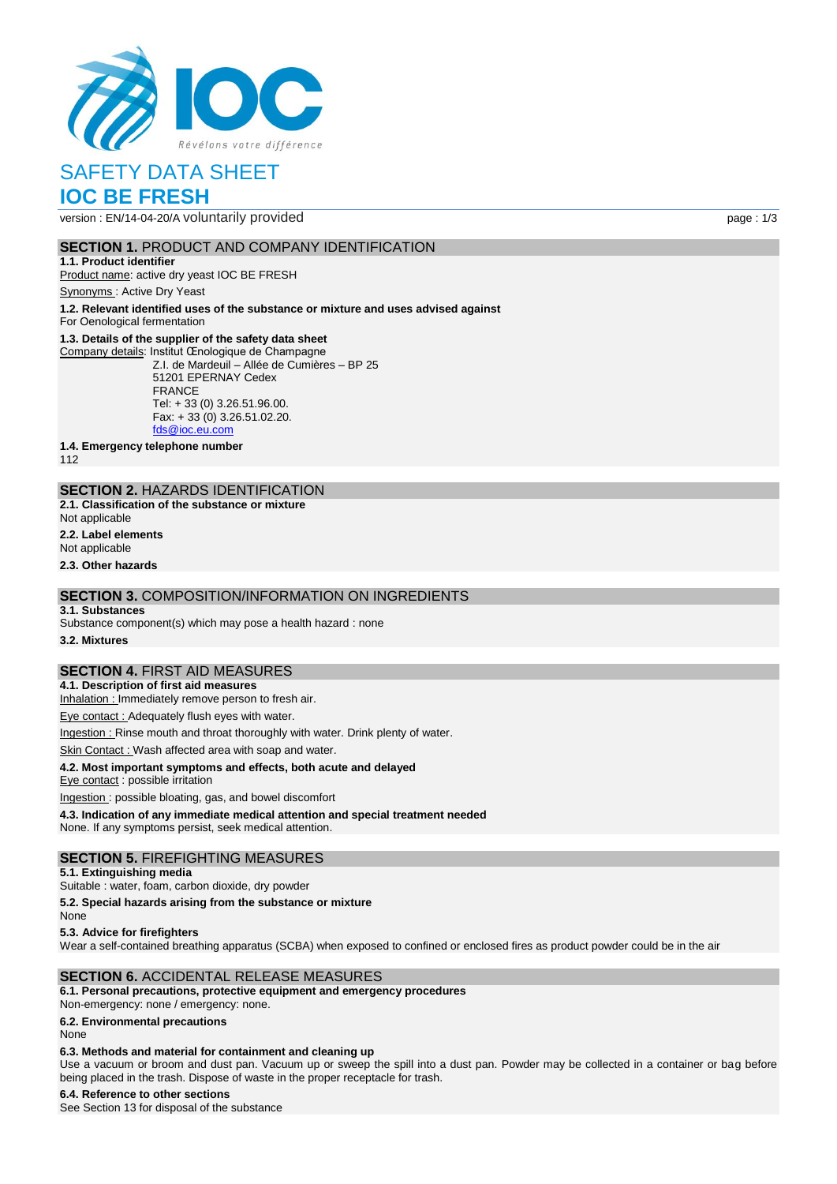# SAFETY DATA SHEET

# IOC BE FRESH

version : EN/14-04-20/A voluntarily provided

## SECTION 1. PRODUCT AND COMPANY IDENTIFICATION

**1.1. Product identifier**

Product name: active dry yeast IOC BE FRESH

Synonyms : Active Dry Yeast

**1.2. Relevant identified uses of the substance or mixture and uses advised against**

For Oenological fermentation

**1.3. Details of the supplier of the safety data sheet**

Company details: Institut Œnologique de Champagne
Z.I. de Mardeuil – Allée de Cumières – BP 25
51201 EPERNAY Cedex
FRANCE
Tel: + 33 (0) 3.26.51.96.00.
Fax: + 33 (0) 3.26.51.02.20.
fds@ioc.eu.com

**1.4. Emergency telephone number**

112

## SECTION 2. HAZARDS IDENTIFICATION

**2.1. Classification of the substance or mixture**

Not applicable

**2.2. Label elements**

Not applicable

**2.3. Other hazards**

## SECTION 3. COMPOSITION/INFORMATION ON INGREDIENTS

**3.1. Substances**

Substance component(s) which may pose a health hazard : none

**3.2. Mixtures**

## SECTION 4. FIRST AID MEASURES

**4.1. Description of first aid measures**

Inhalation : Immediately remove person to fresh air.

Eye contact : Adequately flush eyes with water.

Ingestion : Rinse mouth and throat thoroughly with water. Drink plenty of water.

Skin Contact : Wash affected area with soap and water.

**4.2. Most important symptoms and effects, both acute and delayed**

Eye contact : possible irritation

Ingestion : possible bloating, gas, and bowel discomfort

**4.3. Indication of any immediate medical attention and special treatment needed**

None. If any symptoms persist, seek medical attention.

## SECTION 5. FIREFIGHTING MEASURES

**5.1. Extinguishing media**

Suitable : water, foam, carbon dioxide, dry powder

**5.2. Special hazards arising from the substance or mixture**

None

**5.3. Advice for firefighters**

Wear a self-contained breathing apparatus (SCBA) when exposed to confined or enclosed fires as product powder could be in the air

## SECTION 6. ACCIDENTAL RELEASE MEASURES

**6.1. Personal precautions, protective equipment and emergency procedures**

Non-emergency: none / emergency: none.

**6.2. Environmental precautions**

None

**6.3. Methods and material for containment and cleaning up**

Use a vacuum or broom and dust pan. Vacuum up or sweep the spill into a dust pan. Powder may be collected in a container or bag before being placed in the trash. Dispose of waste in the proper receptacle for trash.

**6.4. Reference to other sections**

See Section 13 for disposal of the substance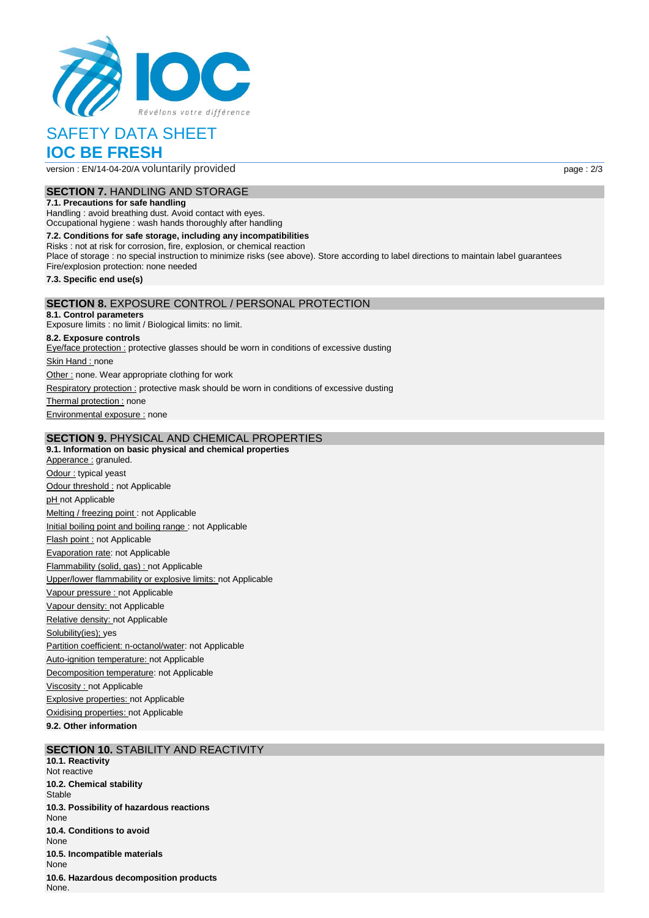## SECTION 7. HANDLING AND STORAGE

**7.1. Precautions for safe handling**

Handling : avoid breathing dust. Avoid contact with eyes.
Occupational hygiene : wash hands thoroughly after handling

**7.2. Conditions for safe storage, including any incompatibilities**

Risks : not at risk for corrosion, fire, explosion, or chemical reaction
Place of storage : no special instruction to minimize risks (see above). Store according to label directions to maintain label guarantees
Fire/explosion protection: none needed

**7.3. Specific end use(s)**

## SECTION 8. EXPOSURE CONTROL / PERSONAL PROTECTION

**8.1. Control parameters**

Exposure limits : no limit / Biological limits: no limit.

**8.2. Exposure controls**

Eye/face protection : protective glasses should be worn in conditions of excessive dusting

Skin Hand : none

Other : none. Wear appropriate clothing for work

Respiratory protection : protective mask should be worn in conditions of excessive dusting

Thermal protection : none

Environmental exposure : none

## SECTION 9. PHYSICAL AND CHEMICAL PROPERTIES

**9.1. Information on basic physical and chemical properties**

Apperance : granuled.

Odour : typical yeast

Odour threshold : not Applicable

pH not Applicable

Melting / freezing point : not Applicable

Initial boiling point and boiling range : not Applicable

Flash point : not Applicable

Evaporation rate: not Applicable

Flammability (solid, gas) : not Applicable

Upper/lower flammability or explosive limits: not Applicable

Vapour pressure : not Applicable

Vapour density: not Applicable

Relative density: not Applicable

Solubility(ies); yes

Partition coefficient: n-octanol/water: not Applicable

Auto-ignition temperature: not Applicable

Decomposition temperature: not Applicable

Viscosity : not Applicable

Explosive properties: not Applicable

Oxidising properties: not Applicable

**9.2. Other information**

## SECTION 10. STABILITY AND REACTIVITY

**10.1. Reactivity**

Not reactive

**10.2. Chemical stability**

Stable

**10.3. Possibility of hazardous reactions**

None

**10.4. Conditions to avoid**

None

**10.5. Incompatible materials**

None

**10.6. Hazardous decomposition products**

None.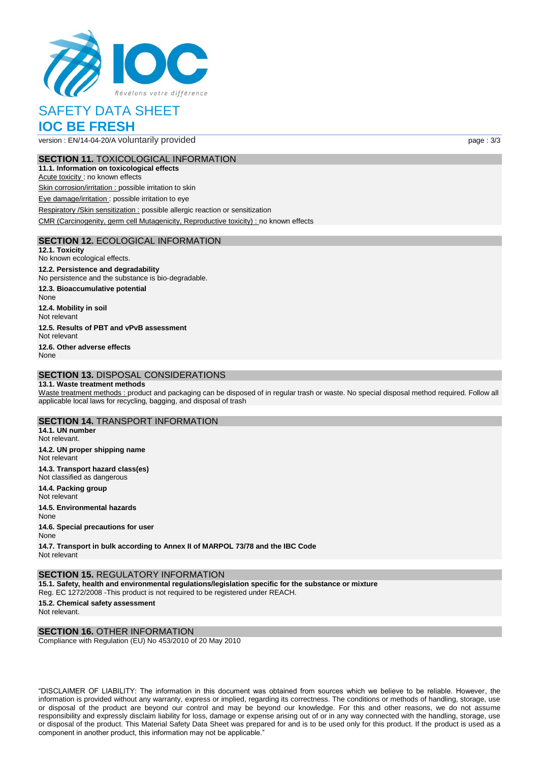# SAFETY DATA SHEET

## IOC BE FRESH

version : EN/14-04-20/A voluntarily provided

## SECTION 11. TOXICOLOGICAL INFORMATION

**11.1. Information on toxicological effects**

Acute toxicity : no known effects

Skin corrosion/irritation : possible irritation to skin

Eye damage/irritation : possible irritation to eye

Respiratory /Skin sensitization : possible allergic reaction or sensitization

CMR (Carcinogenity, germ cell Mutagenicity, Reproductive toxicity) : no known effects

## SECTION 12. ECOLOGICAL INFORMATION

**12.1. Toxicity**

No known ecological effects.

**12.2. Persistence and degradability**

No persistence and the substance is bio-degradable.

**12.3. Bioaccumulative potential**

None

**12.4. Mobility in soil**

Not relevant

**12.5. Results of PBT and vPvB assessment**

Not relevant

**12.6. Other adverse effects**

None

## SECTION 13. DISPOSAL CONSIDERATIONS

**13.1. Waste treatment methods**

Waste treatment methods : product and packaging can be disposed of in regular trash or waste. No special disposal method required. Follow all applicable local laws for recycling, bagging, and disposal of trash

## SECTION 14. TRANSPORT INFORMATION

**14.1. UN number**

Not relevant.

**14.2. UN proper shipping name**

Not relevant

**14.3. Transport hazard class(es)**

Not classified as dangerous

**14.4. Packing group**

Not relevant

**14.5. Environmental hazards**

None

**14.6. Special precautions for user**

None

**14.7. Transport in bulk according to Annex II of MARPOL 73/78 and the IBC Code**

Not relevant

## SECTION 15. REGULATORY INFORMATION

**15.1. Safety, health and environmental regulations/legislation specific for the substance or mixture**

Reg. EC 1272/2008 -This product is not required to be registered under REACH.

**15.2. Chemical safety assessment**

Not relevant.

## SECTION 16. OTHER INFORMATION

Compliance with Regulation (EU) No 453/2010 of 20 May 2010

"DISCLAIMER OF LIABILITY: The information in this document was obtained from sources which we believe to be reliable. However, the information is provided without any warranty, express or implied, regarding its correctness. The conditions or methods of handling, storage, use or disposal of the product are beyond our control and may be beyond our knowledge. For this and other reasons, we do not assume responsibility and expressly disclaim liability for loss, damage or expense arising out of or in any way connected with the handling, storage, use or disposal of the product. This Material Safety Data Sheet was prepared for and is to be used only for this product. If the product is used as a component in another product, this information may not be applicable."